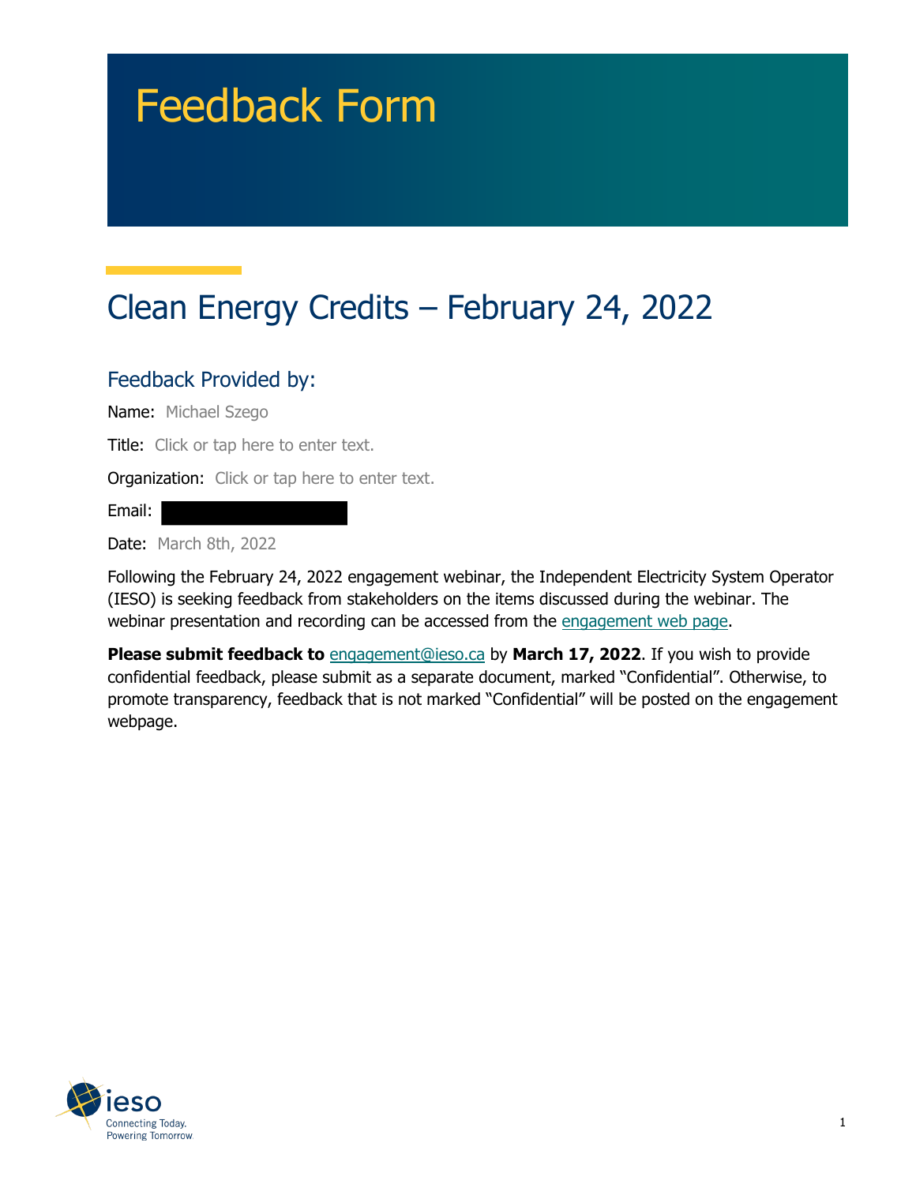# Feedback Form

## Clean Energy Credits – February 24, 2022

### Feedback Provided by:

Name: Michael Szego

Title: Click or tap here to enter text.

Organization: Click or tap here to enter text.

Email:

Date: March 8th, 2022

Following the February 24, 2022 engagement webinar, the Independent Electricity System Operator (IESO) is seeking feedback from stakeholders on the items discussed during the webinar. The webinar presentation and recording can be accessed from the engagement web page.

**Please submit feedback to** engagement@ieso.ca by **March 17, 2022**. If you wish to provide confidential feedback, please submit as a separate document, marked "Confidential". Otherwise, to promote transparency, feedback that is not marked "Confidential" will be posted on the engagement webpage.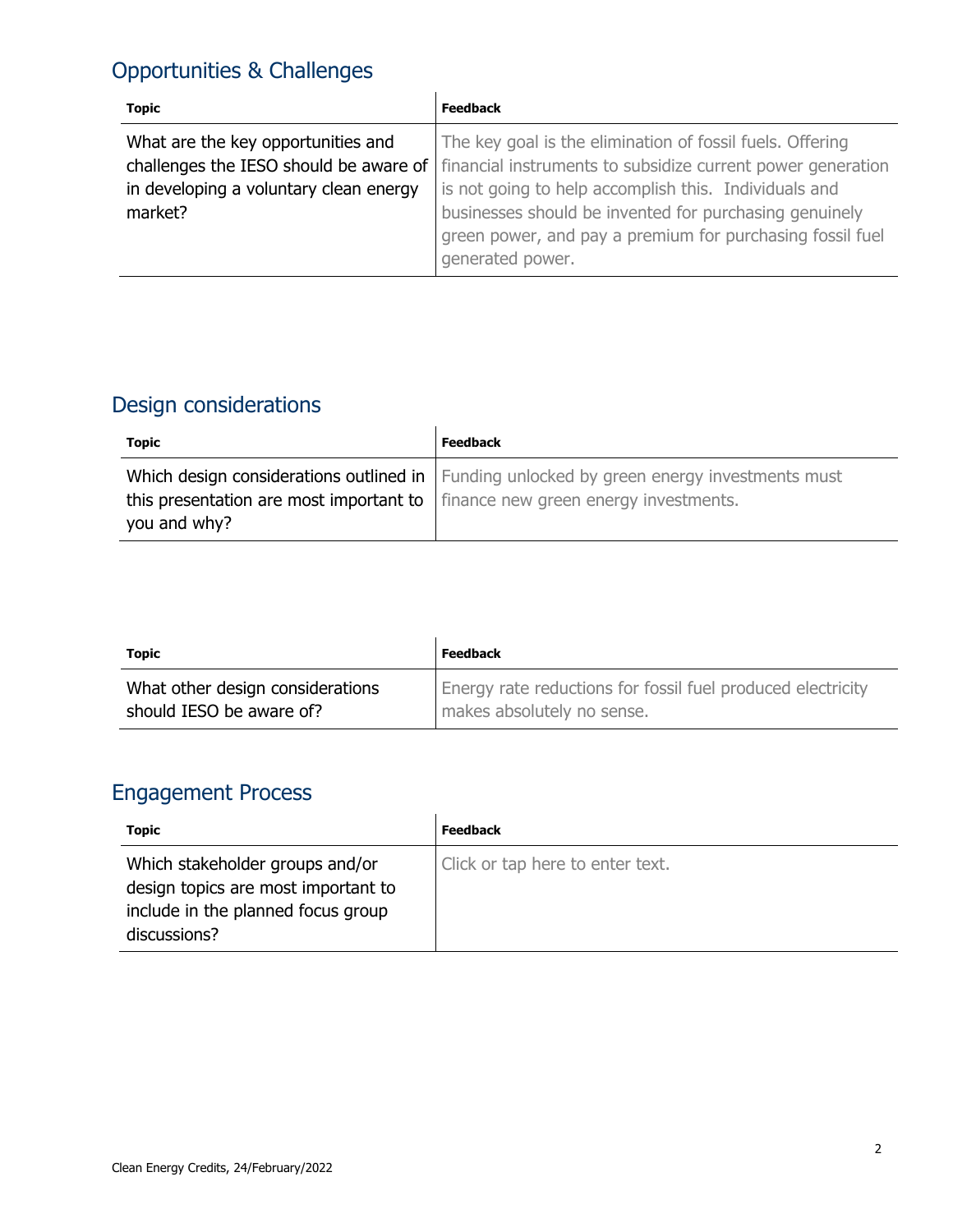## Opportunities & Challenges

| Topic | Feedback |
| --- | --- |
| What are the key opportunities and challenges the IESO should be aware of in developing a voluntary clean energy market? | The key goal is the elimination of fossil fuels. Offering financial instruments to subsidize current power generation is not going to help accomplish this. Individuals and businesses should be invented for purchasing genuinely green power, and pay a premium for purchasing fossil fuel generated power. |

## Design considerations

| Topic | Feedback |
| --- | --- |
| Which design considerations outlined in this presentation are most important to you and why? | Funding unlocked by green energy investments must finance new green energy investments. |

| Topic | Feedback |
| --- | --- |
| What other design considerations should IESO be aware of? | Energy rate reductions for fossil fuel produced electricity makes absolutely no sense. |

## Engagement Process

| Topic | Feedback |
| --- | --- |
| Which stakeholder groups and/or design topics are most important to include in the planned focus group discussions? | Click or tap here to enter text. |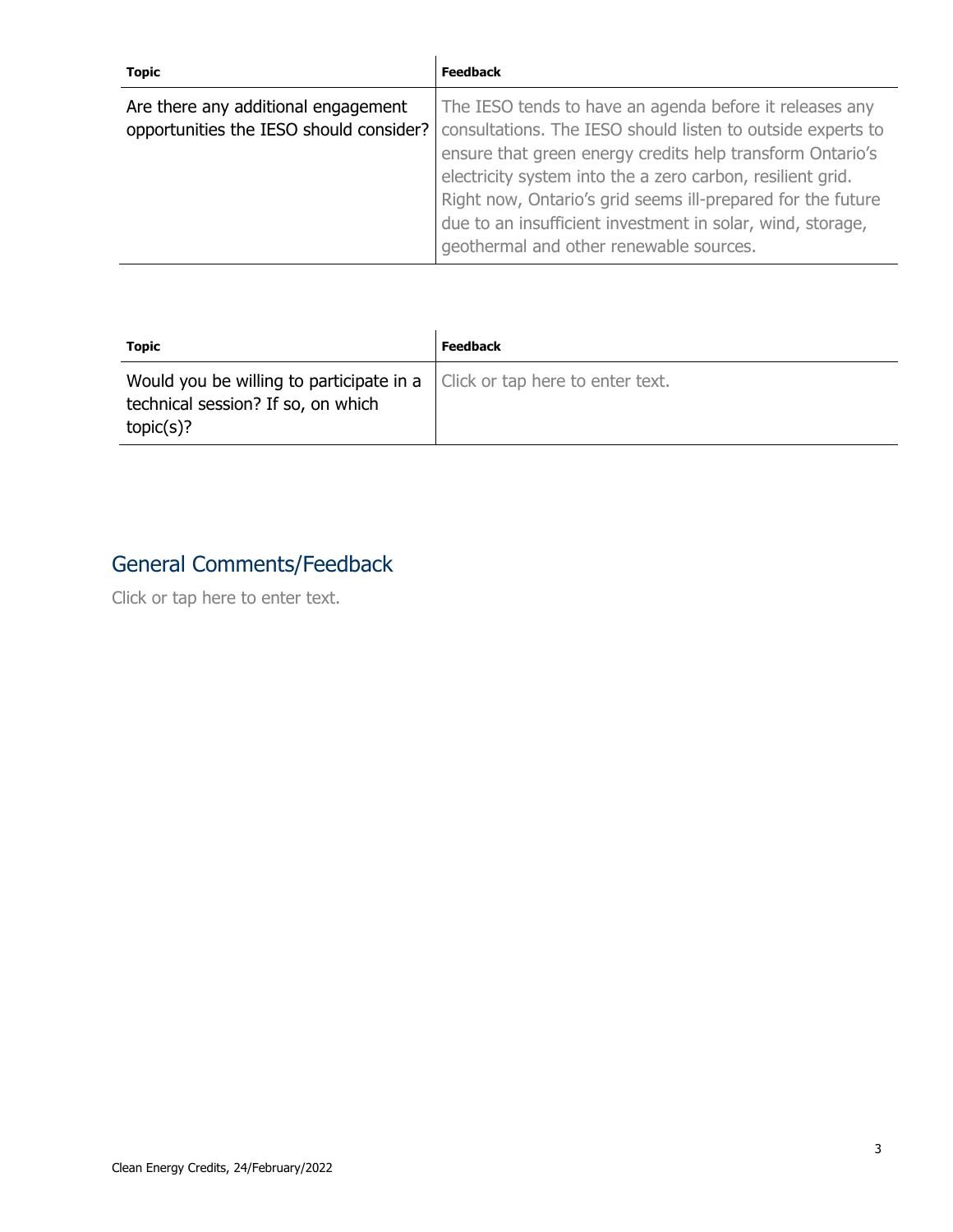| Topic | Feedback |
| --- | --- |
| Are there any additional engagement opportunities the IESO should consider? | The IESO tends to have an agenda before it releases any consultations. The IESO should listen to outside experts to ensure that green energy credits help transform Ontario's electricity system into the a zero carbon, resilient grid. Right now, Ontario's grid seems ill-prepared for the future due to an insufficient investment in solar, wind, storage, geothermal and other renewable sources. |

| Topic | Feedback |
| --- | --- |
| Would you be willing to participate in a technical session? If so, on which topic(s)? | Click or tap here to enter text. |

## General Comments/Feedback

Click or tap here to enter text.